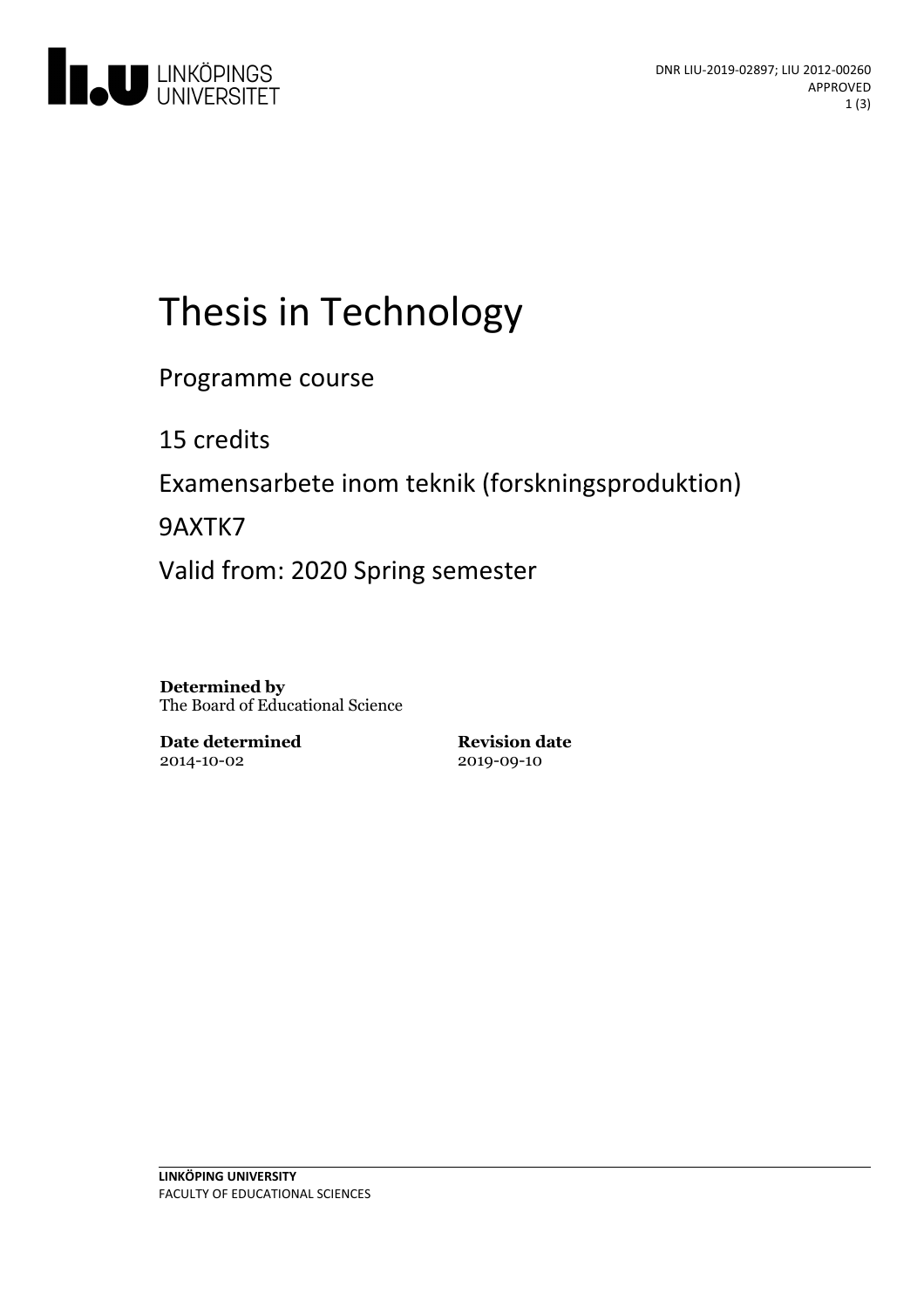DNR LIU-2019-02897; LIU 2012-00260
APPROVED

# Thesis in Technology

Programme course

15 credits

Examensarbete inom teknik (forskningsproduktion)

9AXTK7

Valid from: 2020 Spring semester

**Determined by**
The Board of Educational Science

| **Date determined** | **Revision date** |
|---|---|
| 2014-10-02 | 2019-09-10 |

**LINKÖPING UNIVERSITY**
FACULTY OF EDUCATIONAL SCIENCES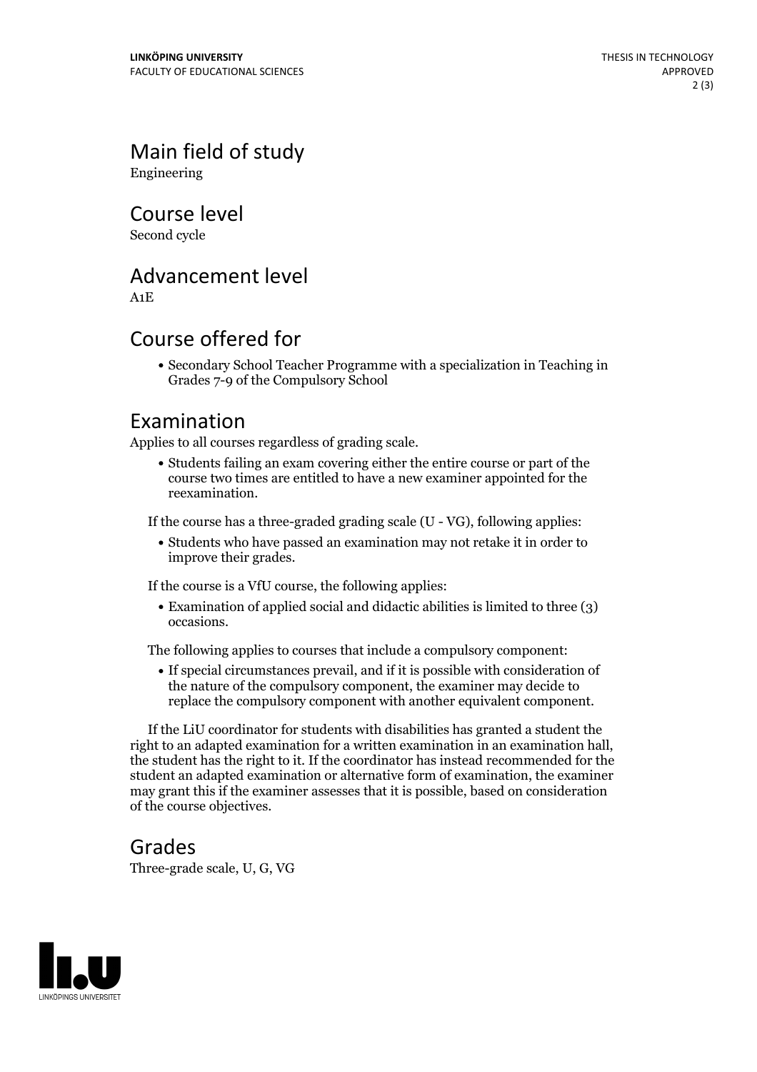## Main field of study

Engineering

## Course level

Second cycle

## Advancement level

A1E

## Course offered for

- Secondary School Teacher Programme with a specialization in Teaching in Grades 7-9 of the Compulsory School

## Examination

Applies to all courses regardless of grading scale.

- Students failing an exam covering either the entire course or part of the course two times are entitled to have a new examiner appointed for the reexamination.

If the course has a three-graded grading scale (U - VG), following applies:

- Students who have passed an examination may not retake it in order to improve their grades.

If the course is a VfU course, the following applies:

- Examination of applied social and didactic abilities is limited to three (3) occasions.

The following applies to courses that include a compulsory component:

- If special circumstances prevail, and if it is possible with consideration of the nature of the compulsory component, the examiner may decide to replace the compulsory component with another equivalent component.

If the LiU coordinator for students with disabilities has granted a student the right to an adapted examination for a written examination in an examination hall, the student has the right to it. If the coordinator has instead recommended for the student an adapted examination or alternative form of examination, the examiner may grant this if the examiner assesses that it is possible, based on consideration of the course objectives.

## Grades

Three-grade scale, U, G, VG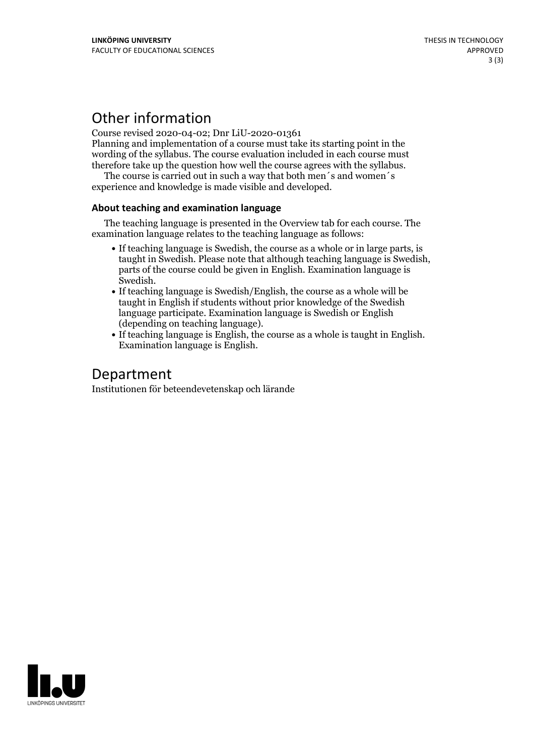# Other information

Course revised 2020-04-02; Dnr LiU-2020-01361

Planning and implementation of a course must take its starting point in the wording of the syllabus. The course evaluation included in each course must therefore take up the question how well the course agrees with the syllabus.

The course is carried out in such a way that both men´s and women´s experience and knowledge is made visible and developed.

### About teaching and examination language

The teaching language is presented in the Overview tab for each course. The examination language relates to the teaching language as follows:

- If teaching language is Swedish, the course as a whole or in large parts, is taught in Swedish. Please note that although teaching language is Swedish, parts of the course could be given in English. Examination language is Swedish.
- If teaching language is Swedish/English, the course as a whole will be taught in English if students without prior knowledge of the Swedish language participate. Examination language is Swedish or English (depending on teaching language).
- If teaching language is English, the course as a whole is taught in English. Examination language is English.

# Department

Institutionen för beteendevetenskap och lärande